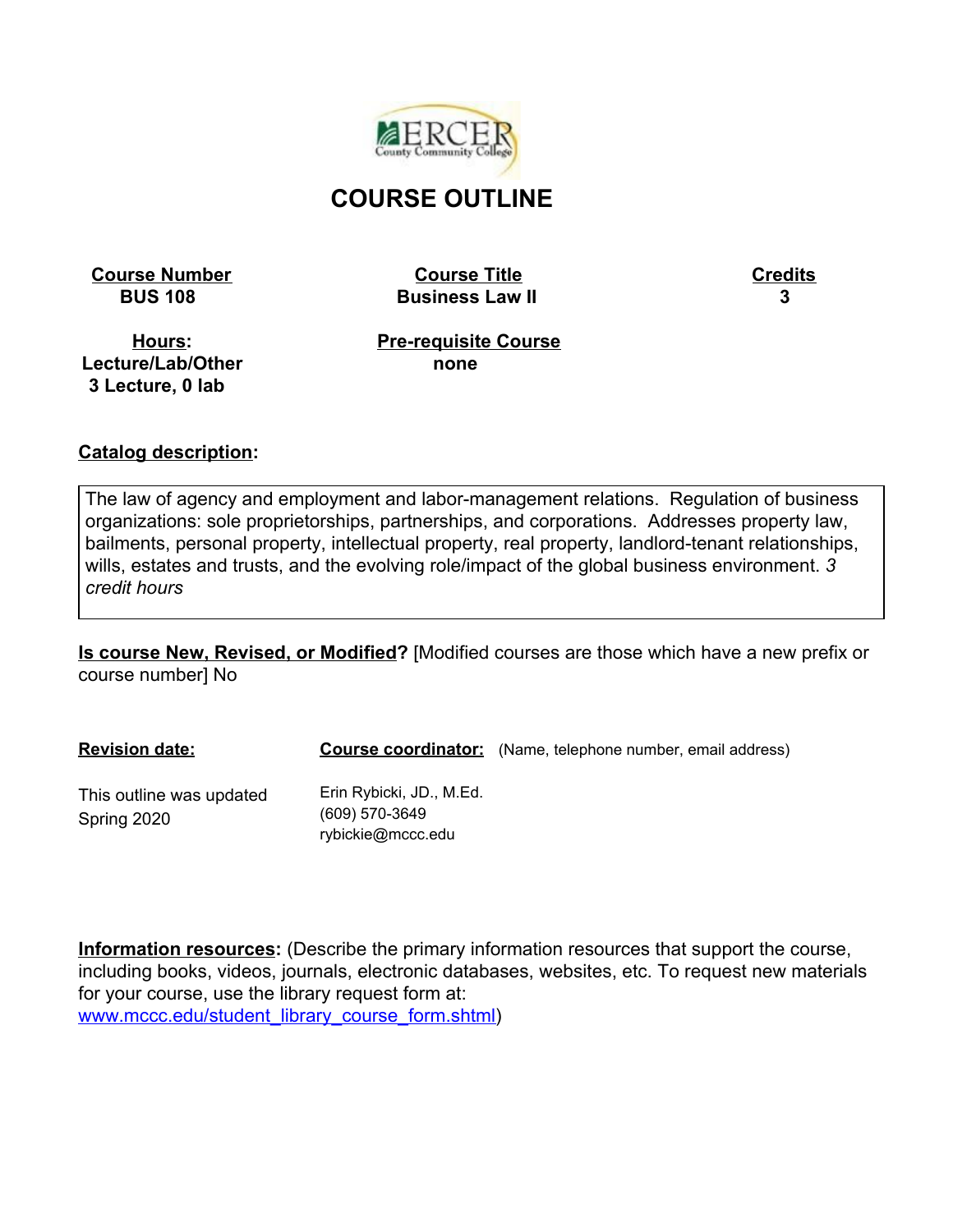# COURSE OUTLINE

| Course Number | Course Title | Credits |
| --- | --- | --- |
| BUS 108 | Business Law II | 3 |

| Hours: Lecture/Lab/Other | Pre-requisite Course |
| --- | --- |
| 3 Lecture, 0 lab | none |

**Catalog description:**

The law of agency and employment and labor-management relations. Regulation of business organizations: sole proprietorships, partnerships, and corporations. Addresses property law, bailments, personal property, intellectual property, real property, landlord-tenant relationships, wills, estates and trusts, and the evolving role/impact of the global business environment. *3 credit hours*

**Is course New, Revised, or Modified?** [Modified courses are those which have a new prefix or course number] No

| Revision date: | Course coordinator: (Name, telephone number, email address) |
| --- | --- |
| This outline was updated Spring 2020 | Erin Rybicki, JD., M.Ed.<br>(609) 570-3649<br>rybickie@mccc.edu |

**Information resources:** (Describe the primary information resources that support the course, including books, videos, journals, electronic databases, websites, etc. To request new materials for your course, use the library request form at: www.mccc.edu/student_library_course_form.shtml)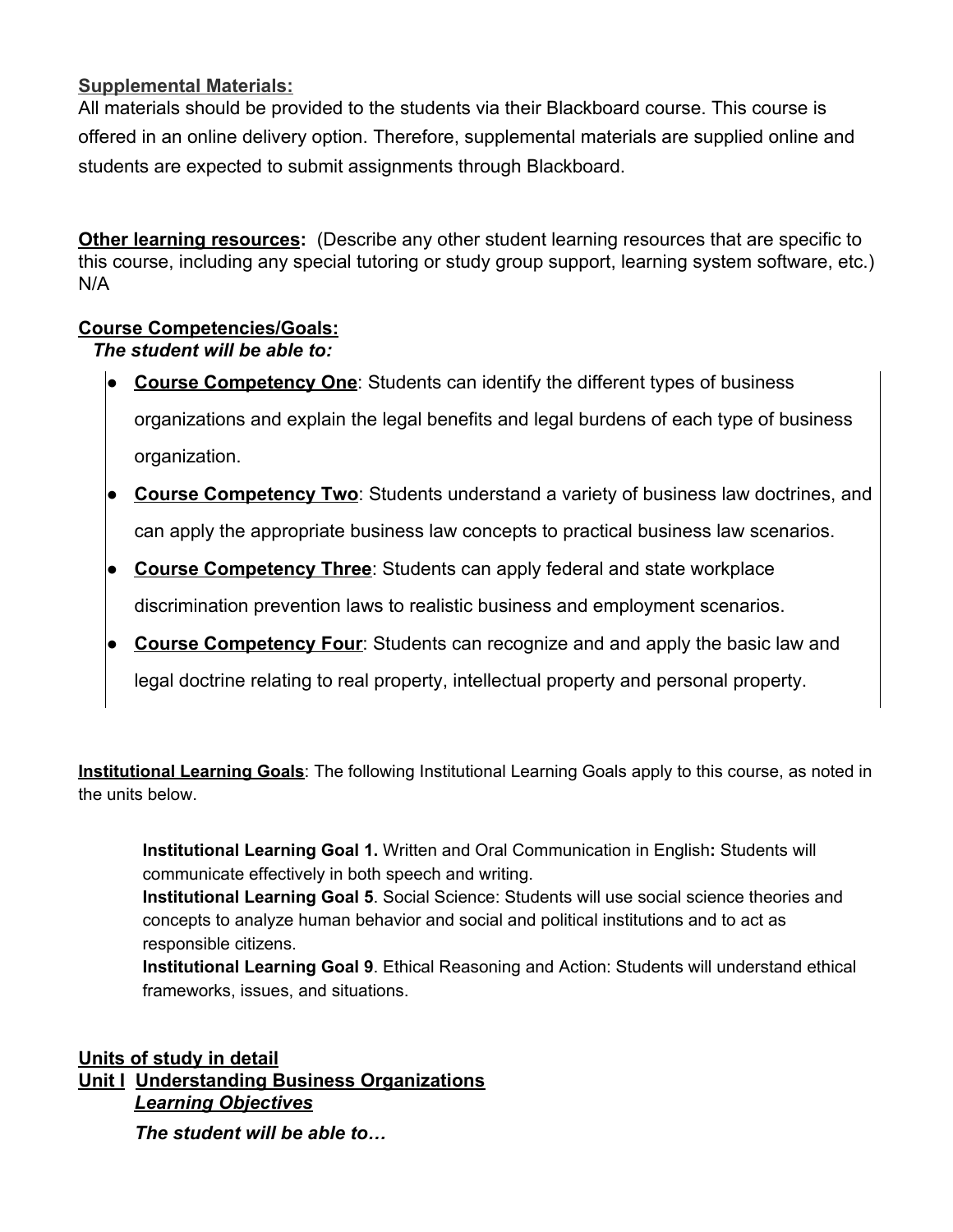**Supplemental Materials:**

All materials should be provided to the students via their Blackboard course. This course is offered in an online delivery option. Therefore, supplemental materials are supplied online and students are expected to submit assignments through Blackboard.

**Other learning resources:** (Describe any other student learning resources that are specific to this course, including any special tutoring or study group support, learning system software, etc.) N/A

**Course Competencies/Goals:**

***The student will be able to:***

- **Course Competency One**: Students can identify the different types of business organizations and explain the legal benefits and legal burdens of each type of business organization.
- **Course Competency Two**: Students understand a variety of business law doctrines, and can apply the appropriate business law concepts to practical business law scenarios.
- **Course Competency Three**: Students can apply federal and state workplace discrimination prevention laws to realistic business and employment scenarios.
- **Course Competency Four**: Students can recognize and and apply the basic law and legal doctrine relating to real property, intellectual property and personal property.

**Institutional Learning Goals**: The following Institutional Learning Goals apply to this course, as noted in the units below.

> **Institutional Learning Goal 1.** Written and Oral Communication in English**:** Students will communicate effectively in both speech and writing.
> **Institutional Learning Goal 5**. Social Science: Students will use social science theories and concepts to analyze human behavior and social and political institutions and to act as responsible citizens.
> **Institutional Learning Goal 9**. Ethical Reasoning and Action: Students will understand ethical frameworks, issues, and situations.

**Units of study in detail**

**Unit I Understanding Business Organizations**

***Learning Objectives***

***The student will be able to…***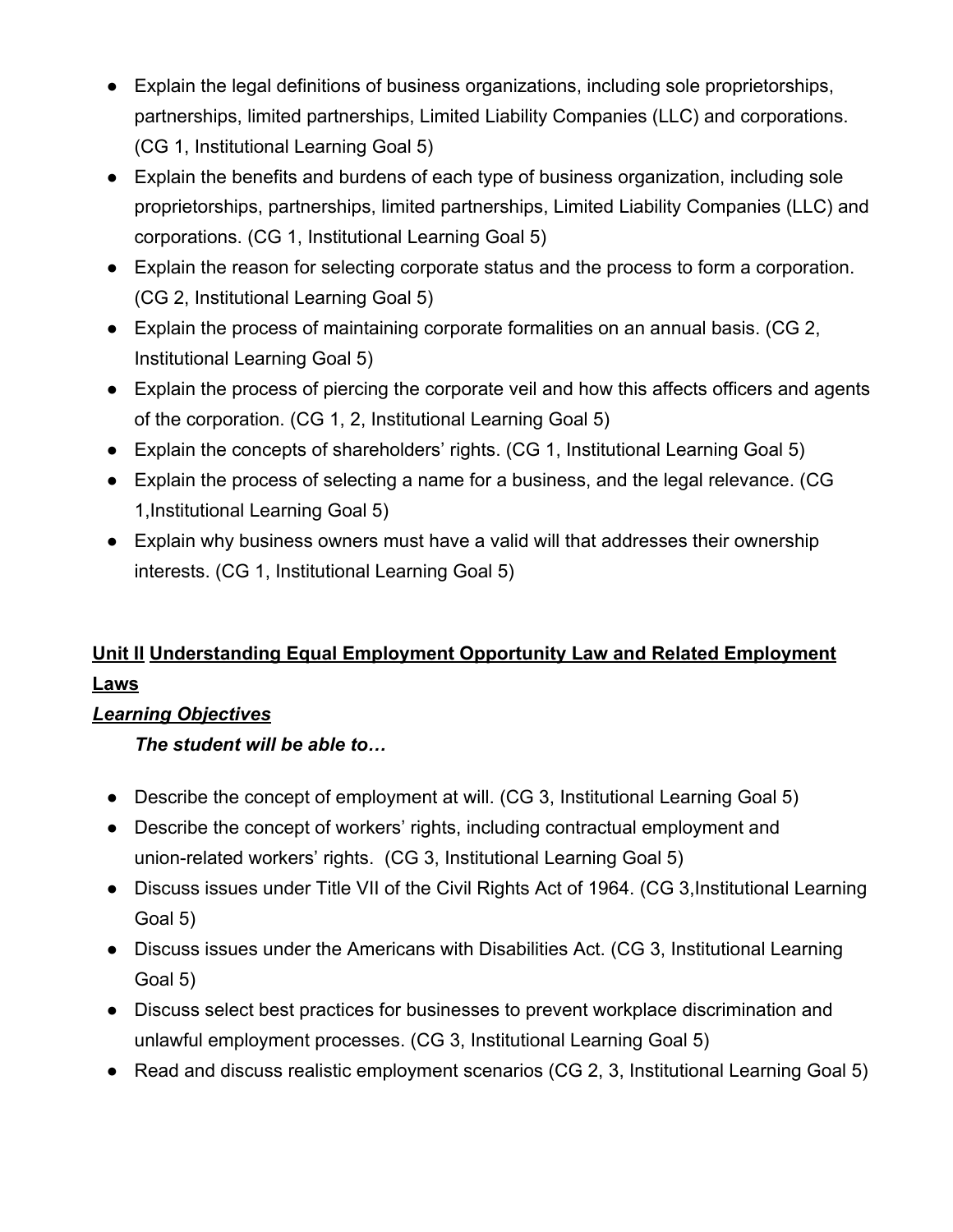- Explain the legal definitions of business organizations, including sole proprietorships, partnerships, limited partnerships, Limited Liability Companies (LLC) and corporations. (CG 1, Institutional Learning Goal 5)
- Explain the benefits and burdens of each type of business organization, including sole proprietorships, partnerships, limited partnerships, Limited Liability Companies (LLC) and corporations. (CG 1, Institutional Learning Goal 5)
- Explain the reason for selecting corporate status and the process to form a corporation. (CG 2, Institutional Learning Goal 5)
- Explain the process of maintaining corporate formalities on an annual basis. (CG 2, Institutional Learning Goal 5)
- Explain the process of piercing the corporate veil and how this affects officers and agents of the corporation. (CG 1, 2, Institutional Learning Goal 5)
- Explain the concepts of shareholders' rights. (CG 1, Institutional Learning Goal 5)
- Explain the process of selecting a name for a business, and the legal relevance. (CG 1,Institutional Learning Goal 5)
- Explain why business owners must have a valid will that addresses their ownership interests. (CG 1, Institutional Learning Goal 5)

## Unit II Understanding Equal Employment Opportunity Law and Related Employment Laws

***Learning Objectives***

***The student will be able to…***

- Describe the concept of employment at will. (CG 3, Institutional Learning Goal 5)
- Describe the concept of workers' rights, including contractual employment and union-related workers' rights. (CG 3, Institutional Learning Goal 5)
- Discuss issues under Title VII of the Civil Rights Act of 1964. (CG 3,Institutional Learning Goal 5)
- Discuss issues under the Americans with Disabilities Act. (CG 3, Institutional Learning Goal 5)
- Discuss select best practices for businesses to prevent workplace discrimination and unlawful employment processes. (CG 3, Institutional Learning Goal 5)
- Read and discuss realistic employment scenarios (CG 2, 3, Institutional Learning Goal 5)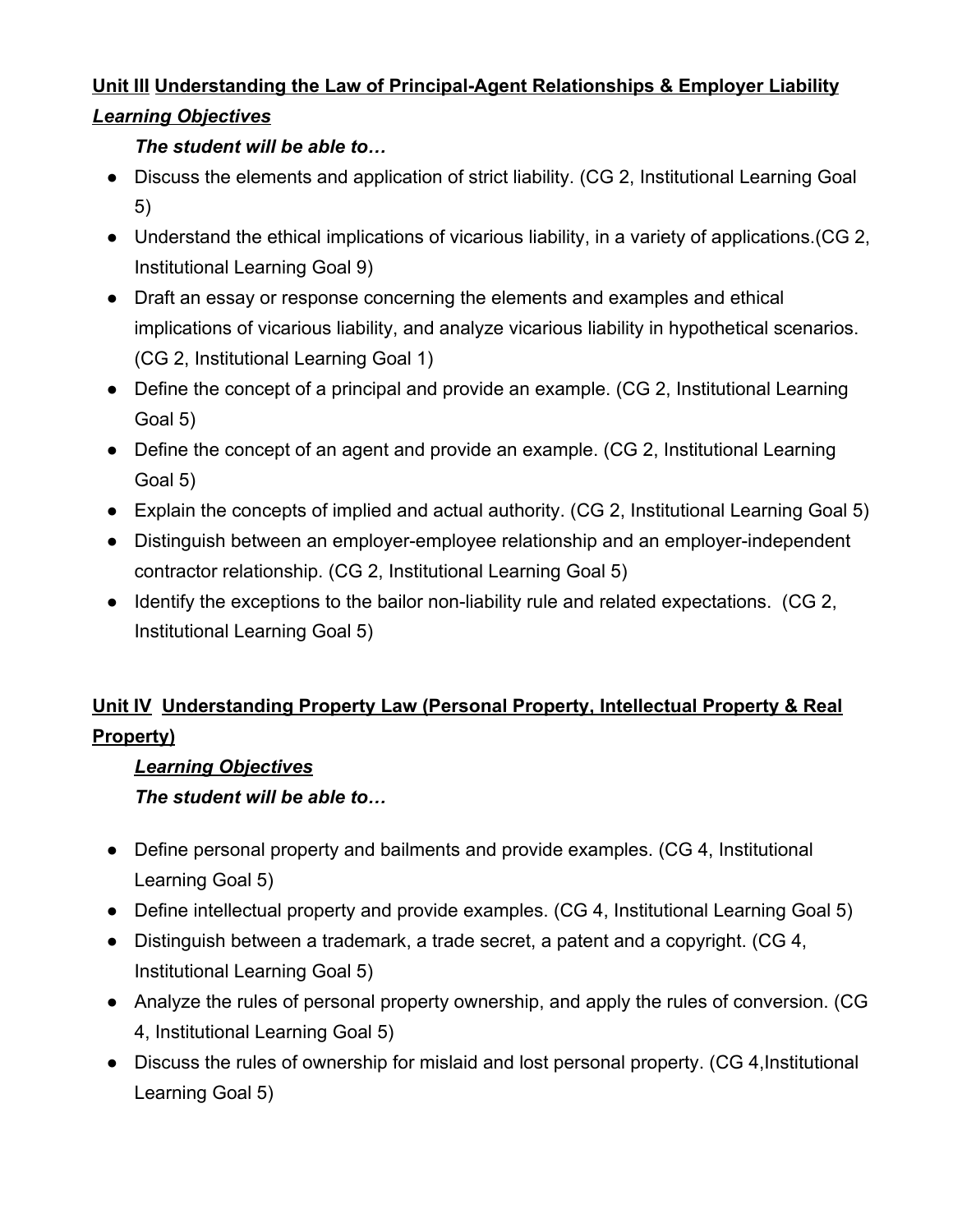**<u>Unit III</u> <u>Understanding the Law of Principal-Agent Relationships & Employer Liability</u>**

***<u>Learning Objectives</u>***

***The student will be able to…***

- Discuss the elements and application of strict liability. (CG 2, Institutional Learning Goal 5)
- Understand the ethical implications of vicarious liability, in a variety of applications.(CG 2, Institutional Learning Goal 9)
- Draft an essay or response concerning the elements and examples and ethical implications of vicarious liability, and analyze vicarious liability in hypothetical scenarios. (CG 2, Institutional Learning Goal 1)
- Define the concept of a principal and provide an example. (CG 2, Institutional Learning Goal 5)
- Define the concept of an agent and provide an example. (CG 2, Institutional Learning Goal 5)
- Explain the concepts of implied and actual authority. (CG 2, Institutional Learning Goal 5)
- Distinguish between an employer-employee relationship and an employer-independent contractor relationship. (CG 2, Institutional Learning Goal 5)
- Identify the exceptions to the bailor non-liability rule and related expectations. (CG 2, Institutional Learning Goal 5)

**<u>Unit IV</u> <u>Understanding Property Law (Personal Property, Intellectual Property & Real Property)</u>**

***<u>Learning Objectives</u>***

***The student will be able to…***

- Define personal property and bailments and provide examples. (CG 4, Institutional Learning Goal 5)
- Define intellectual property and provide examples. (CG 4, Institutional Learning Goal 5)
- Distinguish between a trademark, a trade secret, a patent and a copyright. (CG 4, Institutional Learning Goal 5)
- Analyze the rules of personal property ownership, and apply the rules of conversion. (CG 4, Institutional Learning Goal 5)
- Discuss the rules of ownership for mislaid and lost personal property. (CG 4,Institutional Learning Goal 5)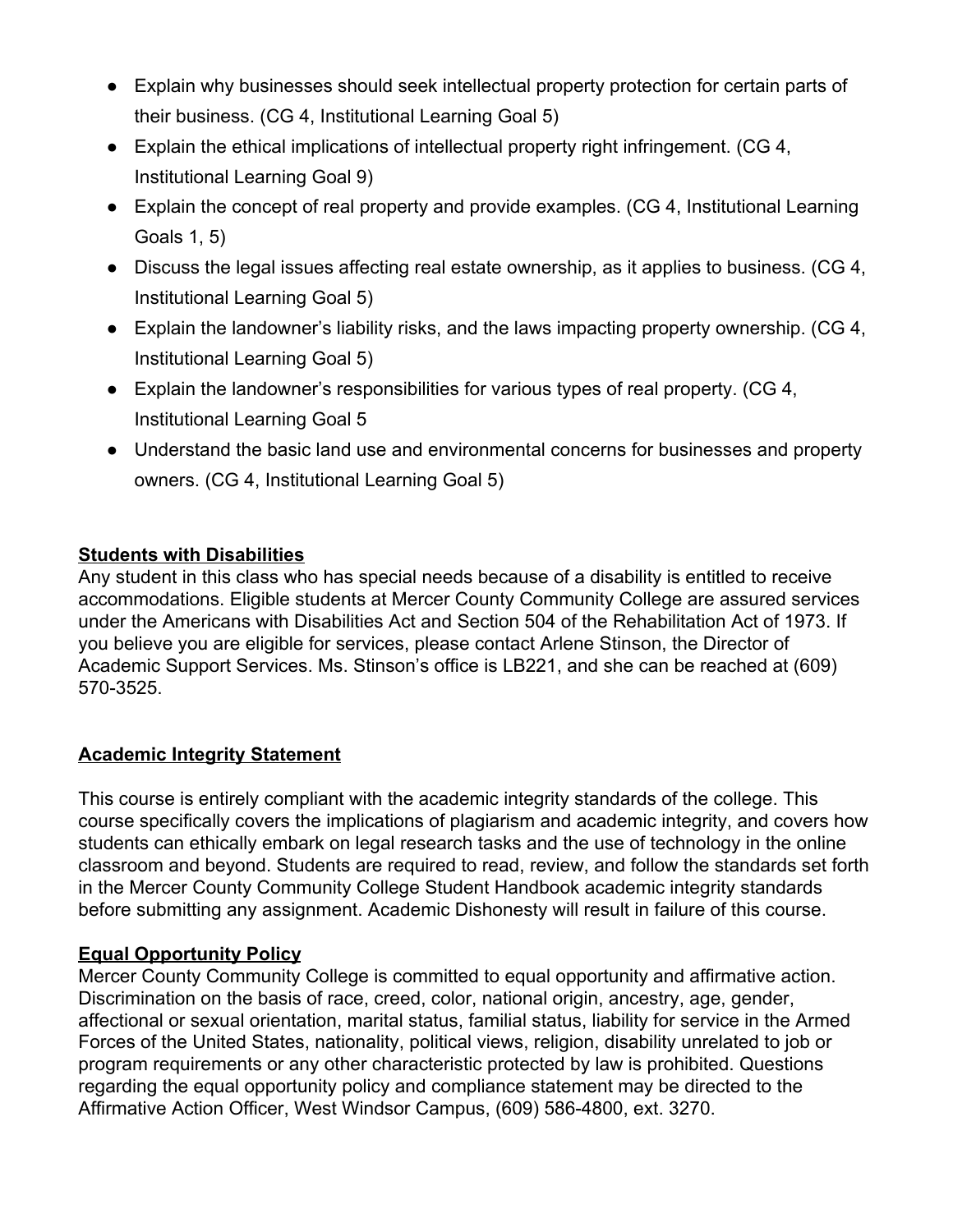- Explain why businesses should seek intellectual property protection for certain parts of their business. (CG 4, Institutional Learning Goal 5)
- Explain the ethical implications of intellectual property right infringement. (CG 4, Institutional Learning Goal 9)
- Explain the concept of real property and provide examples. (CG 4, Institutional Learning Goals 1, 5)
- Discuss the legal issues affecting real estate ownership, as it applies to business. (CG 4, Institutional Learning Goal 5)
- Explain the landowner's liability risks, and the laws impacting property ownership. (CG 4, Institutional Learning Goal 5)
- Explain the landowner's responsibilities for various types of real property. (CG 4, Institutional Learning Goal 5
- Understand the basic land use and environmental concerns for businesses and property owners. (CG 4, Institutional Learning Goal 5)

## **Students with Disabilities**

Any student in this class who has special needs because of a disability is entitled to receive accommodations. Eligible students at Mercer County Community College are assured services under the Americans with Disabilities Act and Section 504 of the Rehabilitation Act of 1973. If you believe you are eligible for services, please contact Arlene Stinson, the Director of Academic Support Services. Ms. Stinson's office is LB221, and she can be reached at (609) 570-3525.

## **Academic Integrity Statement**

This course is entirely compliant with the academic integrity standards of the college. This course specifically covers the implications of plagiarism and academic integrity, and covers how students can ethically embark on legal research tasks and the use of technology in the online classroom and beyond. Students are required to read, review, and follow the standards set forth in the Mercer County Community College Student Handbook academic integrity standards before submitting any assignment. Academic Dishonesty will result in failure of this course.

## **Equal Opportunity Policy**

Mercer County Community College is committed to equal opportunity and affirmative action. Discrimination on the basis of race, creed, color, national origin, ancestry, age, gender, affectional or sexual orientation, marital status, familial status, liability for service in the Armed Forces of the United States, nationality, political views, religion, disability unrelated to job or program requirements or any other characteristic protected by law is prohibited. Questions regarding the equal opportunity policy and compliance statement may be directed to the Affirmative Action Officer, West Windsor Campus, (609) 586-4800, ext. 3270.